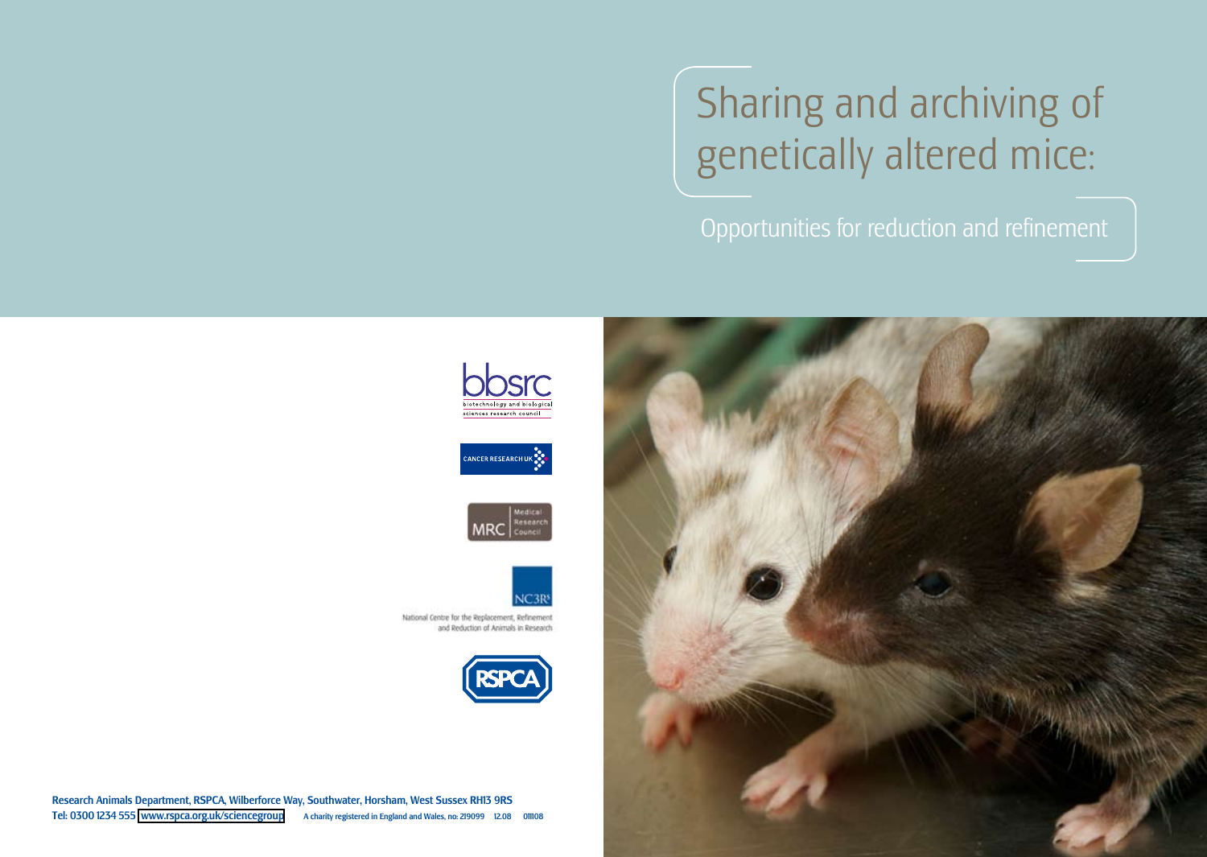# Sharing and archiving of genetically altered mice:

## Opportunities for reduction and refinement

bbsrc
biotechnology and biological sciences research council

CANCER RESEARCH UK

MRC Medical Research Council

NC3Rs
National Centre for the Replacement, Refinement and Reduction of Animals in Research

RSPCA

**Research Animals Department, RSPCA, Wilberforce Way, Southwater, Horsham, West Sussex RH13 9RS**
**Tel: 0300 1234 555 www.rspca.org.uk/sciencegroup** A charity registered in England and Wales, no: 219099 12.08 011108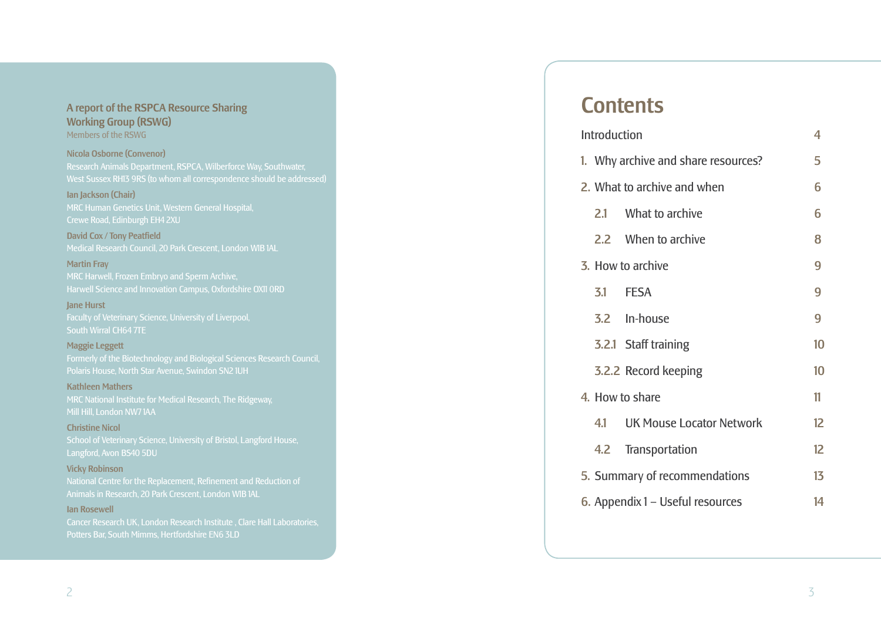**A report of the RSPCA Resource Sharing Working Group (RSWG)**

Members of the RSWG

**Nicola Osborne (Convenor)**
Research Animals Department, RSPCA, Wilberforce Way, Southwater, West Sussex RH13 9RS (to whom all correspondence should be addressed)

**Ian Jackson (Chair)**
MRC Human Genetics Unit, Western General Hospital, Crewe Road, Edinburgh EH4 2XU

**David Cox / Tony Peatfield**
Medical Research Council, 20 Park Crescent, London W1B 1AL

**Martin Fray**
MRC Harwell, Frozen Embryo and Sperm Archive, Harwell Science and Innovation Campus, Oxfordshire OX11 0RD

**Jane Hurst**
Faculty of Veterinary Science, University of Liverpool, South Wirral CH64 7TE

**Maggie Leggett**
Formerly of the Biotechnology and Biological Sciences Research Council, Polaris House, North Star Avenue, Swindon SN2 1UH

**Kathleen Mathers**
MRC National Institute for Medical Research, The Ridgeway, Mill Hill, London NW7 1AA

**Christine Nicol**
School of Veterinary Science, University of Bristol, Langford House, Langford, Avon BS40 5DU

**Vicky Robinson**
National Centre for the Replacement, Refinement and Reduction of Animals in Research, 20 Park Crescent, London W1B 1AL

**Ian Rosewell**
Cancer Research UK, London Research Institute , Clare Hall Laboratories, Potters Bar, South Mimms, Hertfordshire EN6 3LD

# Contents

| | |
|---|---|
| Introduction | 4 |
| 1. Why archive and share resources? | 5 |
| 2. What to archive and when | 6 |
| 2.1 What to archive | 6 |
| 2.2 When to archive | 8 |
| 3. How to archive | 9 |
| 3.1 FESA | 9 |
| 3.2 In-house | 9 |
| 3.2.1 Staff training | 10 |
| 3.2.2 Record keeping | 10 |
| 4. How to share | 11 |
| 4.1 UK Mouse Locator Network | 12 |
| 4.2 Transportation | 12 |
| 5. Summary of recommendations | 13 |
| 6. Appendix 1 – Useful resources | 14 |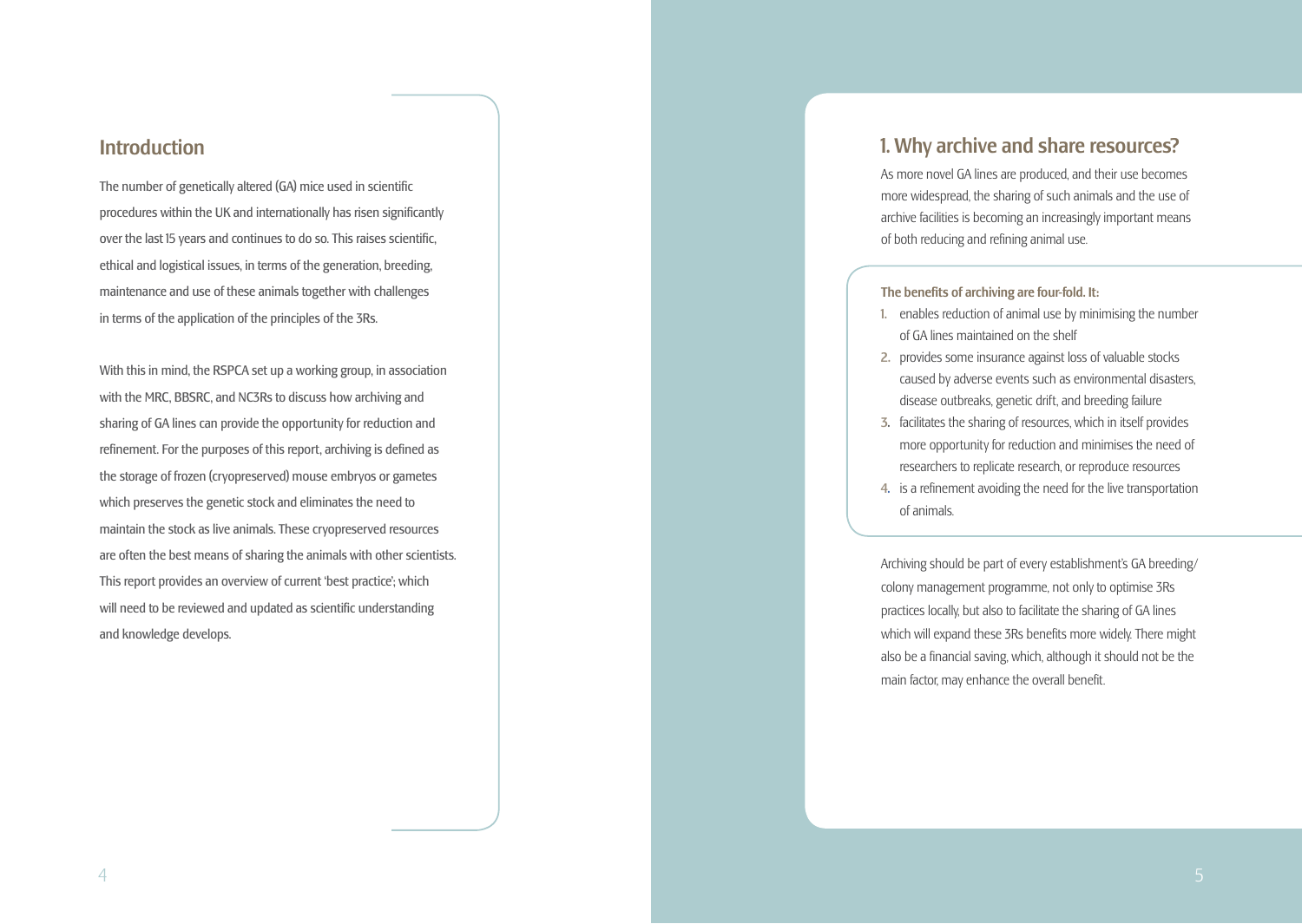## Introduction

The number of genetically altered (GA) mice used in scientific procedures within the UK and internationally has risen significantly over the last 15 years and continues to do so. This raises scientific, ethical and logistical issues, in terms of the generation, breeding, maintenance and use of these animals together with challenges in terms of the application of the principles of the 3Rs.

With this in mind, the RSPCA set up a working group, in association with the MRC, BBSRC, and NC3Rs to discuss how archiving and sharing of GA lines can provide the opportunity for reduction and refinement. For the purposes of this report, archiving is defined as the storage of frozen (cryopreserved) mouse embryos or gametes which preserves the genetic stock and eliminates the need to maintain the stock as live animals. These cryopreserved resources are often the best means of sharing the animals with other scientists. This report provides an overview of current 'best practice'; which will need to be reviewed and updated as scientific understanding and knowledge develops.

## 1. Why archive and share resources?

As more novel GA lines are produced, and their use becomes more widespread, the sharing of such animals and the use of archive facilities is becoming an increasingly important means of both reducing and refining animal use.

**The benefits of archiving are four-fold. It:**

1. enables reduction of animal use by minimising the number of GA lines maintained on the shelf
2. provides some insurance against loss of valuable stocks caused by adverse events such as environmental disasters, disease outbreaks, genetic drift, and breeding failure
3. facilitates the sharing of resources, which in itself provides more opportunity for reduction and minimises the need of researchers to replicate research, or reproduce resources
4. is a refinement avoiding the need for the live transportation of animals.

Archiving should be part of every establishment's GA breeding/colony management programme, not only to optimise 3Rs practices locally, but also to facilitate the sharing of GA lines which will expand these 3Rs benefits more widely. There might also be a financial saving, which, although it should not be the main factor, may enhance the overall benefit.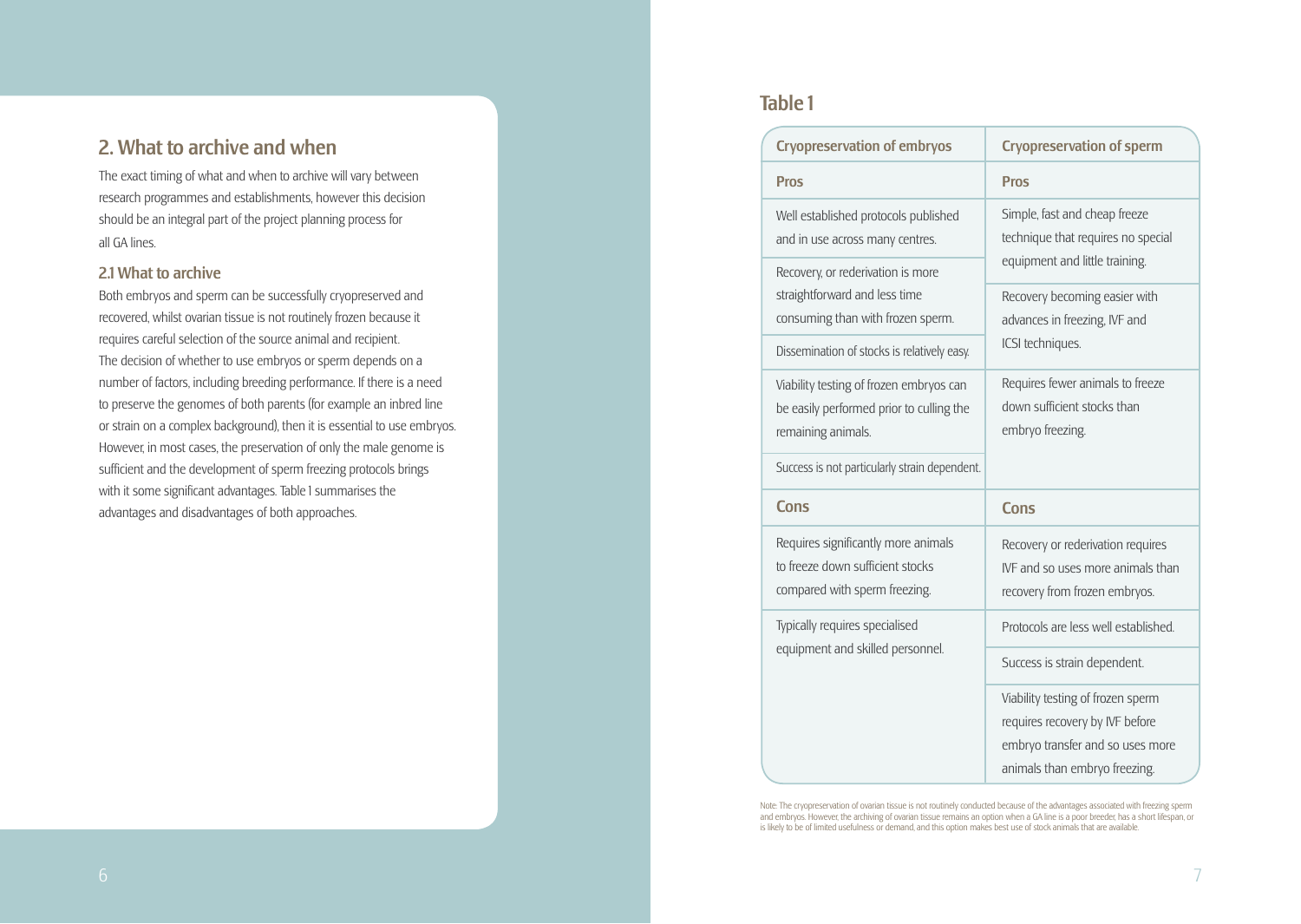## 2. What to archive and when

The exact timing of what and when to archive will vary between research programmes and establishments, however this decision should be an integral part of the project planning process for all GA lines.

### 2.1 What to archive

Both embryos and sperm can be successfully cryopreserved and recovered, whilst ovarian tissue is not routinely frozen because it requires careful selection of the source animal and recipient. The decision of whether to use embryos or sperm depends on a number of factors, including breeding performance. If there is a need to preserve the genomes of both parents (for example an inbred line or strain on a complex background), then it is essential to use embryos. However, in most cases, the preservation of only the male genome is sufficient and the development of sperm freezing protocols brings with it some significant advantages. Table 1 summarises the advantages and disadvantages of both approaches.

### Table 1

| Cryopreservation of embryos | Cryopreservation of sperm |
|---|---|
| **Pros** | **Pros** |
| Well established protocols published and in use across many centres. | Simple, fast and cheap freeze technique that requires no special equipment and little training. |
| Recovery, or rederivation is more straightforward and less time consuming than with frozen sperm. | Recovery becoming easier with advances in freezing, IVF and ICSI techniques. |
| Dissemination of stocks is relatively easy. | |
| Viability testing of frozen embryos can be easily performed prior to culling the remaining animals. | Requires fewer animals to freeze down sufficient stocks than embryo freezing. |
| Success is not particularly strain dependent. | |
| **Cons** | **Cons** |
| Requires significantly more animals to freeze down sufficient stocks compared with sperm freezing. | Recovery or rederivation requires IVF and so uses more animals than recovery from frozen embryos. |
| Typically requires specialised equipment and skilled personnel. | Protocols are less well established. |
| | Success is strain dependent. |
| | Viability testing of frozen sperm requires recovery by IVF before embryo transfer and so uses more animals than embryo freezing. |

Note: The cryopreservation of ovarian tissue is not routinely conducted because of the advantages associated with freezing sperm and embryos. However, the archiving of ovarian tissue remains an option when a GA line is a poor breeder, has a short lifespan, or is likely to be of limited usefulness or demand, and this option makes best use of stock animals that are available.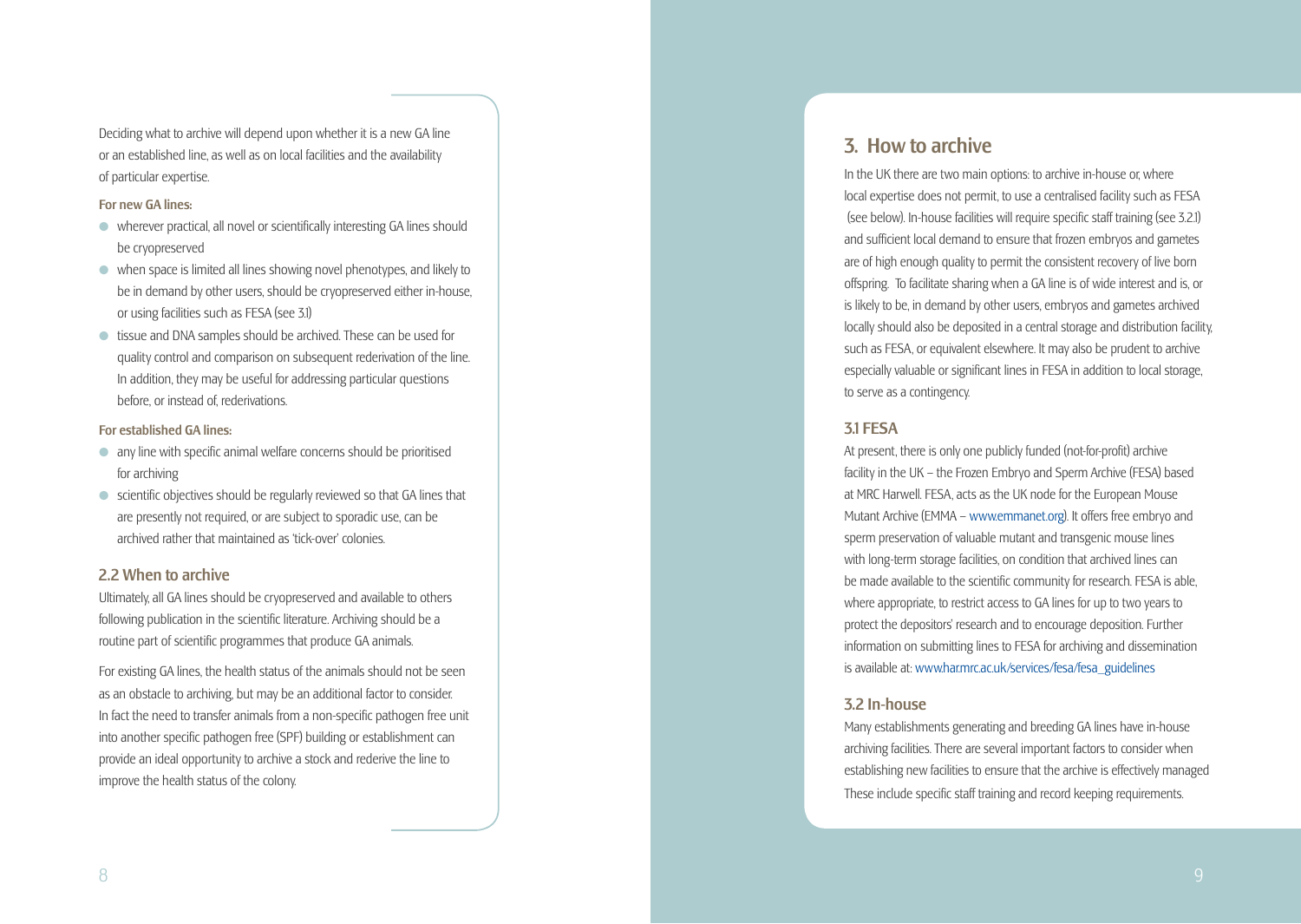Deciding what to archive will depend upon whether it is a new GA line or an established line, as well as on local facilities and the availability of particular expertise.

**For new GA lines:**

- wherever practical, all novel or scientifically interesting GA lines should be cryopreserved
- when space is limited all lines showing novel phenotypes, and likely to be in demand by other users, should be cryopreserved either in-house, or using facilities such as FESA (see 3.1)
- tissue and DNA samples should be archived. These can be used for quality control and comparison on subsequent rederivation of the line. In addition, they may be useful for addressing particular questions before, or instead of, rederivations.

**For established GA lines:**

- any line with specific animal welfare concerns should be prioritised for archiving
- scientific objectives should be regularly reviewed so that GA lines that are presently not required, or are subject to sporadic use, can be archived rather that maintained as 'tick-over' colonies.

### 2.2 When to archive

Ultimately, all GA lines should be cryopreserved and available to others following publication in the scientific literature. Archiving should be a routine part of scientific programmes that produce GA animals.

For existing GA lines, the health status of the animals should not be seen as an obstacle to archiving, but may be an additional factor to consider. In fact the need to transfer animals from a non-specific pathogen free unit into another specific pathogen free (SPF) building or establishment can provide an ideal opportunity to archive a stock and rederive the line to improve the health status of the colony.

## 3. How to archive

In the UK there are two main options: to archive in-house or, where local expertise does not permit, to use a centralised facility such as FESA (see below). In-house facilities will require specific staff training (see 3.2.1) and sufficient local demand to ensure that frozen embryos and gametes are of high enough quality to permit the consistent recovery of live born offspring. To facilitate sharing when a GA line is of wide interest and is, or is likely to be, in demand by other users, embryos and gametes archived locally should also be deposited in a central storage and distribution facility, such as FESA, or equivalent elsewhere. It may also be prudent to archive especially valuable or significant lines in FESA in addition to local storage, to serve as a contingency.

### 3.1 FESA

At present, there is only one publicly funded (not-for-profit) archive facility in the UK – the Frozen Embryo and Sperm Archive (FESA) based at MRC Harwell. FESA, acts as the UK node for the European Mouse Mutant Archive (EMMA – www.emmanet.org). It offers free embryo and sperm preservation of valuable mutant and transgenic mouse lines with long-term storage facilities, on condition that archived lines can be made available to the scientific community for research. FESA is able, where appropriate, to restrict access to GA lines for up to two years to protect the depositors' research and to encourage deposition. Further information on submitting lines to FESA for archiving and dissemination is available at: www.har.mrc.ac.uk/services/fesa/fesa_guidelines

### 3.2 In-house

Many establishments generating and breeding GA lines have in-house archiving facilities. There are several important factors to consider when establishing new facilities to ensure that the archive is effectively managed These include specific staff training and record keeping requirements.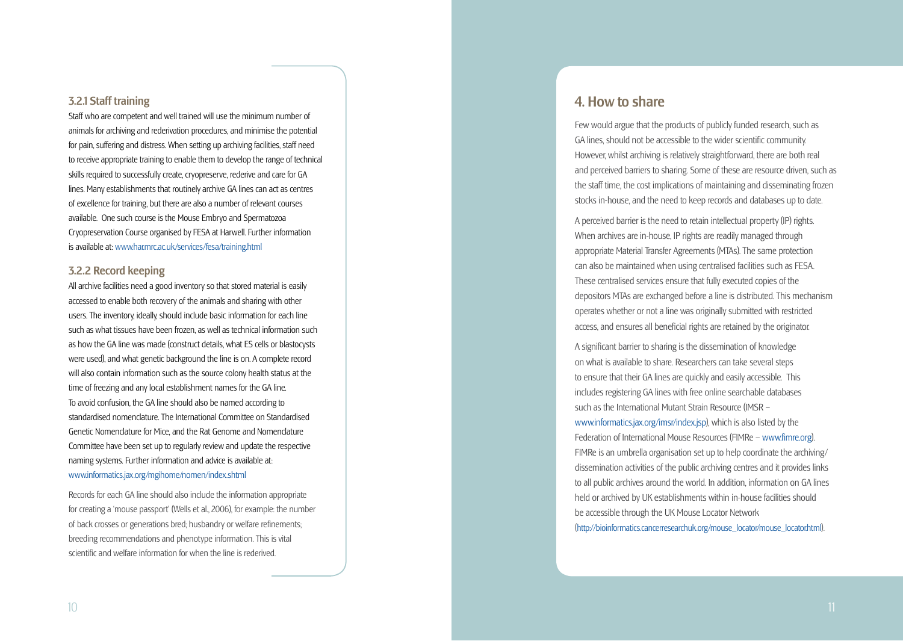### 3.2.1 Staff training

Staff who are competent and well trained will use the minimum number of animals for archiving and rederivation procedures, and minimise the potential for pain, suffering and distress. When setting up archiving facilities, staff need to receive appropriate training to enable them to develop the range of technical skills required to successfully create, cryopreserve, rederive and care for GA lines. Many establishments that routinely archive GA lines can act as centres of excellence for training, but there are also a number of relevant courses available. One such course is the Mouse Embryo and Spermatozoa Cryopreservation Course organised by FESA at Harwell. Further information is available at: www.har.mrc.ac.uk/services/fesa/training.html

### 3.2.2 Record keeping

All archive facilities need a good inventory so that stored material is easily accessed to enable both recovery of the animals and sharing with other users. The inventory, ideally, should include basic information for each line such as what tissues have been frozen, as well as technical information such as how the GA line was made (construct details, what ES cells or blastocysts were used), and what genetic background the line is on. A complete record will also contain information such as the source colony health status at the time of freezing and any local establishment names for the GA line. To avoid confusion, the GA line should also be named according to standardised nomenclature. The International Committee on Standardised Genetic Nomenclature for Mice, and the Rat Genome and Nomenclature Committee have been set up to regularly review and update the respective naming systems. Further information and advice is available at: www.informatics.jax.org/mgihome/nomen/index.shtml

Records for each GA line should also include the information appropriate for creating a 'mouse passport' (Wells et al., 2006), for example: the number of back crosses or generations bred; husbandry or welfare refinements; breeding recommendations and phenotype information. This is vital scientific and welfare information for when the line is rederived.

## 4. How to share

Few would argue that the products of publicly funded research, such as GA lines, should not be accessible to the wider scientific community. However, whilst archiving is relatively straightforward, there are both real and perceived barriers to sharing. Some of these are resource driven, such as the staff time, the cost implications of maintaining and disseminating frozen stocks in-house, and the need to keep records and databases up to date.

A perceived barrier is the need to retain intellectual property (IP) rights. When archives are in-house, IP rights are readily managed through appropriate Material Transfer Agreements (MTAs). The same protection can also be maintained when using centralised facilities such as FESA. These centralised services ensure that fully executed copies of the depositors MTAs are exchanged before a line is distributed. This mechanism operates whether or not a line was originally submitted with restricted access, and ensures all beneficial rights are retained by the originator.

A significant barrier to sharing is the dissemination of knowledge on what is available to share. Researchers can take several steps to ensure that their GA lines are quickly and easily accessible. This includes registering GA lines with free online searchable databases such as the International Mutant Strain Resource (IMSR – www.informatics.jax.org/imsr/index.jsp), which is also listed by the Federation of International Mouse Resources (FIMRe – www.fimre.org). FIMRe is an umbrella organisation set up to help coordinate the archiving/dissemination activities of the public archiving centres and it provides links to all public archives around the world. In addition, information on GA lines held or archived by UK establishments within in-house facilities should be accessible through the UK Mouse Locator Network (http://bioinformatics.cancerresearchuk.org/mouse_locator/mouse_locator.html).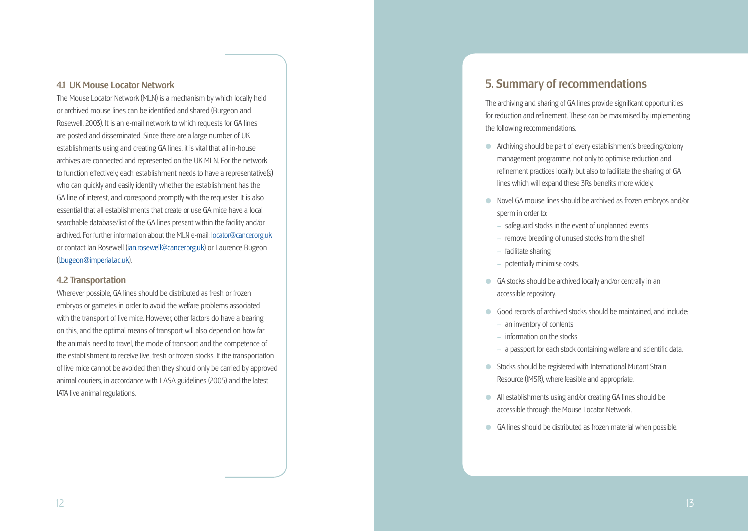### 4.1 UK Mouse Locator Network

The Mouse Locator Network (MLN) is a mechanism by which locally held or archived mouse lines can be identified and shared (Burgeon and Rosewell, 2003). It is an e-mail network to which requests for GA lines are posted and disseminated. Since there are a large number of UK establishments using and creating GA lines, it is vital that all in-house archives are connected and represented on the UK MLN. For the network to function effectively, each establishment needs to have a representative(s) who can quickly and easily identify whether the establishment has the GA line of interest, and correspond promptly with the requester. It is also essential that all establishments that create or use GA mice have a local searchable database/list of the GA lines present within the facility and/or archived. For further information about the MLN e-mail: locator@cancer.org.uk or contact Ian Rosewell (ian.rosewell@cancer.org.uk) or Laurence Bugeon (l.bugeon@imperial.ac.uk).

### 4.2 Transportation

Wherever possible, GA lines should be distributed as fresh or frozen embryos or gametes in order to avoid the welfare problems associated with the transport of live mice. However, other factors do have a bearing on this, and the optimal means of transport will also depend on how far the animals need to travel, the mode of transport and the competence of the establishment to receive live, fresh or frozen stocks. If the transportation of live mice cannot be avoided then they should only be carried by approved animal couriers, in accordance with LASA guidelines (2005) and the latest IATA live animal regulations.

## 5. Summary of recommendations

The archiving and sharing of GA lines provide significant opportunities for reduction and refinement. These can be maximised by implementing the following recommendations.

- Archiving should be part of every establishment's breeding/colony management programme, not only to optimise reduction and refinement practices locally, but also to facilitate the sharing of GA lines which will expand these 3Rs benefits more widely.
- Novel GA mouse lines should be archived as frozen embryos and/or sperm in order to:
  - safeguard stocks in the event of unplanned events
  - remove breeding of unused stocks from the shelf
  - facilitate sharing
  - potentially minimise costs.
- GA stocks should be archived locally and/or centrally in an accessible repository.
- Good records of archived stocks should be maintained, and include:
  - an inventory of contents
  - information on the stocks
  - a passport for each stock containing welfare and scientific data.
- Stocks should be registered with International Mutant Strain Resource (IMSR), where feasible and appropriate.
- All establishments using and/or creating GA lines should be accessible through the Mouse Locator Network.
- GA lines should be distributed as frozen material when possible.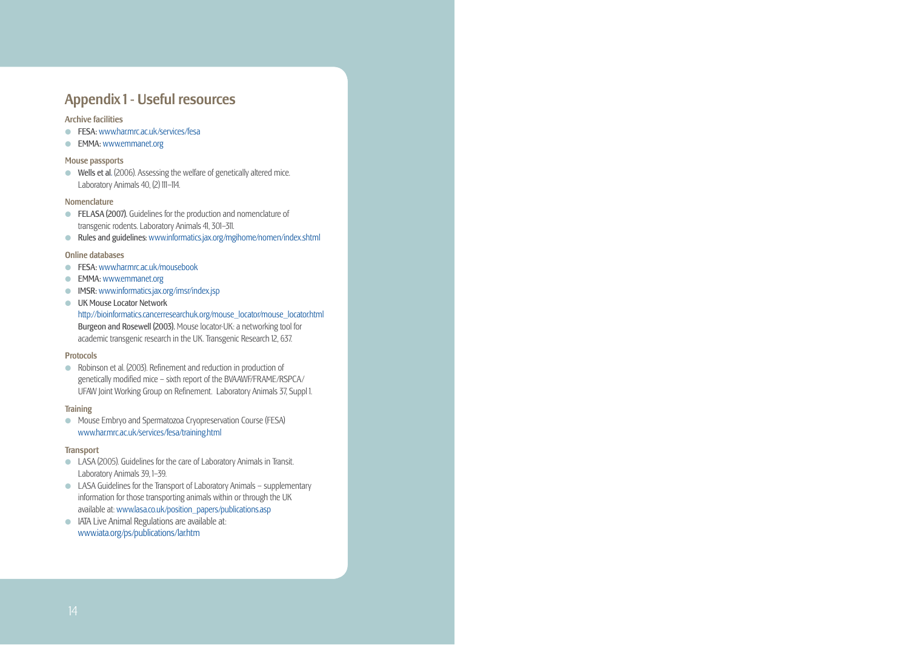# Appendix 1 - Useful resources

### Archive facilities

- FESA: www.har.mrc.ac.uk/services/fesa
- EMMA: www.emmanet.org

### Mouse passports

- **Wells et al.** (2006). Assessing the welfare of genetically altered mice. Laboratory Animals 40, (2) 111–114.

### Nomenclature

- **FELASA (2007).** Guidelines for the production and nomenclature of transgenic rodents. Laboratory Animals 41, 301–311.
- **Rules and guidelines:** www.informatics.jax.org/mgihome/nomen/index.shtml

### Online databases

- FESA: www.har.mrc.ac.uk/mousebook
- EMMA: www.emmanet.org
- IMSR: www.informatics.jax.org/imsr/index.jsp
- UK Mouse Locator Network
  http://bioinformatics.cancerresearchuk.org/mouse_locator/mouse_locator.html
  **Burgeon and Rosewell (2003).** Mouse locator-UK: a networking tool for academic transgenic research in the UK. Transgenic Research 12, 637.

### Protocols

- Robinson et al. (2003). Refinement and reduction in production of genetically modified mice – sixth report of the BVAAWF/FRAME/RSPCA/UFAW Joint Working Group on Refinement. Laboratory Animals 37, Suppl 1.

### Training

- Mouse Embryo and Spermatozoa Cryopreservation Course (FESA)
  www.har.mrc.ac.uk/services/fesa/training.html

### Transport

- LASA (2005). Guidelines for the care of Laboratory Animals in Transit. Laboratory Animals 39, 1–39.
- LASA Guidelines for the Transport of Laboratory Animals – supplementary information for those transporting animals within or through the UK available at: www.lasa.co.uk/position_papers/publications.asp
- IATA Live Animal Regulations are available at:
  www.iata.org/ps/publications/lar.htm